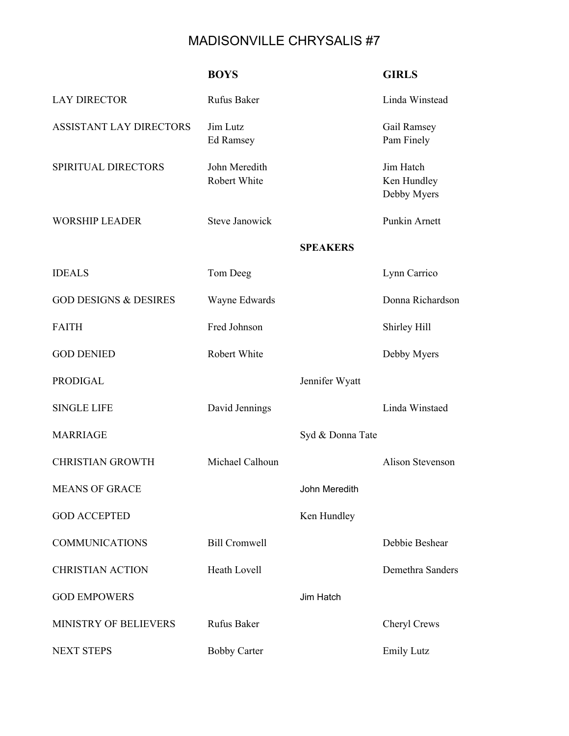# MADISONVILLE CHRYSALIS #7

| | BOYS | | GIRLS |
|---|---|---|---|
| LAY DIRECTOR | Rufus Baker | | Linda Winstead |
| ASSISTANT LAY DIRECTORS | Jim Lutz<br>Ed Ramsey | | Gail Ramsey<br>Pam Finely |
| SPIRITUAL DIRECTORS | John Meredith<br>Robert White | | Jim Hatch<br>Ken Hundley<br>Debby Myers |
| WORSHIP LEADER | Steve Janowick | | Punkin Arnett |
| | | **SPEAKERS** | |
| IDEALS | Tom Deeg | | Lynn Carrico |
| GOD DESIGNS & DESIRES | Wayne Edwards | | Donna Richardson |
| FAITH | Fred Johnson | | Shirley Hill |
| GOD DENIED | Robert White | | Debby Myers |
| PRODIGAL | | Jennifer Wyatt | |
| SINGLE LIFE | David Jennings | | Linda Winstaed |
| MARRIAGE | | Syd & Donna Tate | |
| CHRISTIAN GROWTH | Michael Calhoun | | Alison Stevenson |
| MEANS OF GRACE | | John Meredith | |
| GOD ACCEPTED | | Ken Hundley | |
| COMMUNICATIONS | Bill Cromwell | | Debbie Beshear |
| CHRISTIAN ACTION | Heath Lovell | | Demethra Sanders |
| GOD EMPOWERS | | Jim Hatch | |
| MINISTRY OF BELIEVERS | Rufus Baker | | Cheryl Crews |
| NEXT STEPS | Bobby Carter | | Emily Lutz |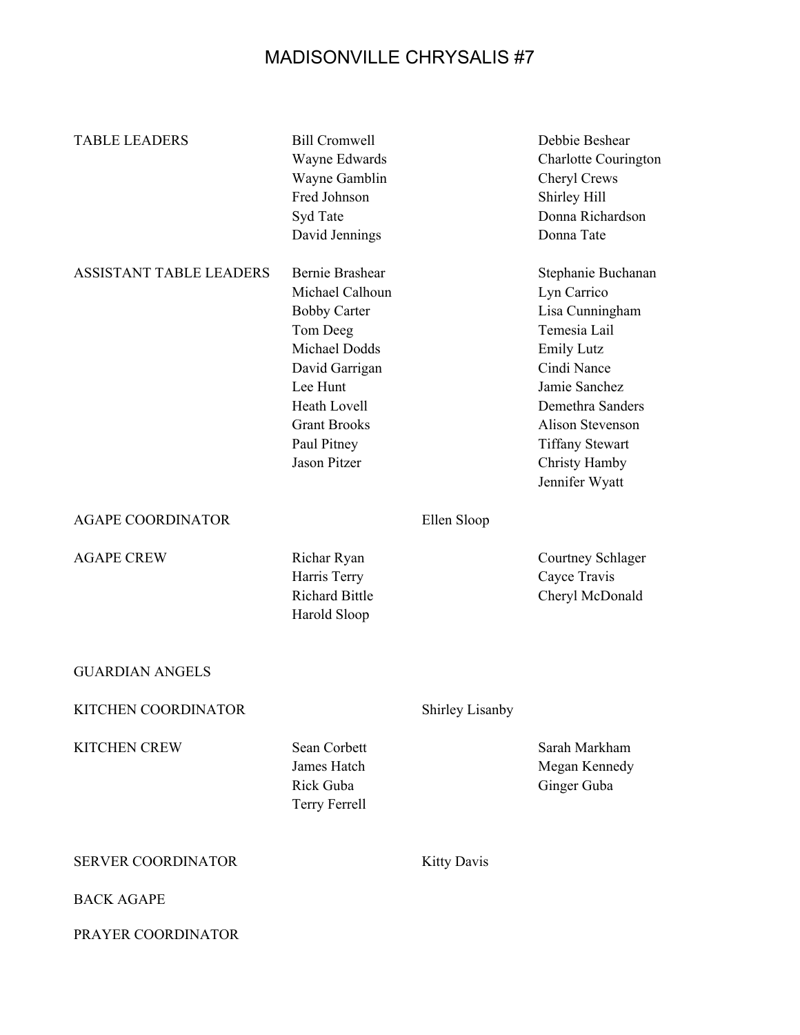# MADISONVILLE CHRYSALIS #7

| | | | |
|---|---|---|---|
| TABLE LEADERS | Bill Cromwell | | Debbie Beshear |
| | Wayne Edwards | | Charlotte Courington |
| | Wayne Gamblin | | Cheryl Crews |
| | Fred Johnson | | Shirley Hill |
| | Syd Tate | | Donna Richardson |
| | David Jennings | | Donna Tate |
| ASSISTANT TABLE LEADERS | Bernie Brashear | | Stephanie Buchanan |
| | Michael Calhoun | | Lyn Carrico |
| | Bobby Carter | | Lisa Cunningham |
| | Tom Deeg | | Temesia Lail |
| | Michael Dodds | | Emily Lutz |
| | David Garrigan | | Cindi Nance |
| | Lee Hunt | | Jamie Sanchez |
| | Heath Lovell | | Demethra Sanders |
| | Grant Brooks | | Alison Stevenson |
| | Paul Pitney | | Tiffany Stewart |
| | Jason Pitzer | | Christy Hamby |
| | | | Jennifer Wyatt |
| AGAPE COORDINATOR | | Ellen Sloop | |
| AGAPE CREW | Richar Ryan | | Courtney Schlager |
| | Harris Terry | | Cayce Travis |
| | Richard Bittle | | Cheryl McDonald |
| | Harold Sloop | | |
| GUARDIAN ANGELS | | | |
| KITCHEN COORDINATOR | | Shirley Lisanby | |
| KITCHEN CREW | Sean Corbett | | Sarah Markham |
| | James Hatch | | Megan Kennedy |
| | Rick Guba | | Ginger Guba |
| | Terry Ferrell | | |
| SERVER COORDINATOR | | Kitty Davis | |
| BACK AGAPE | | | |
| PRAYER COORDINATOR | | | |